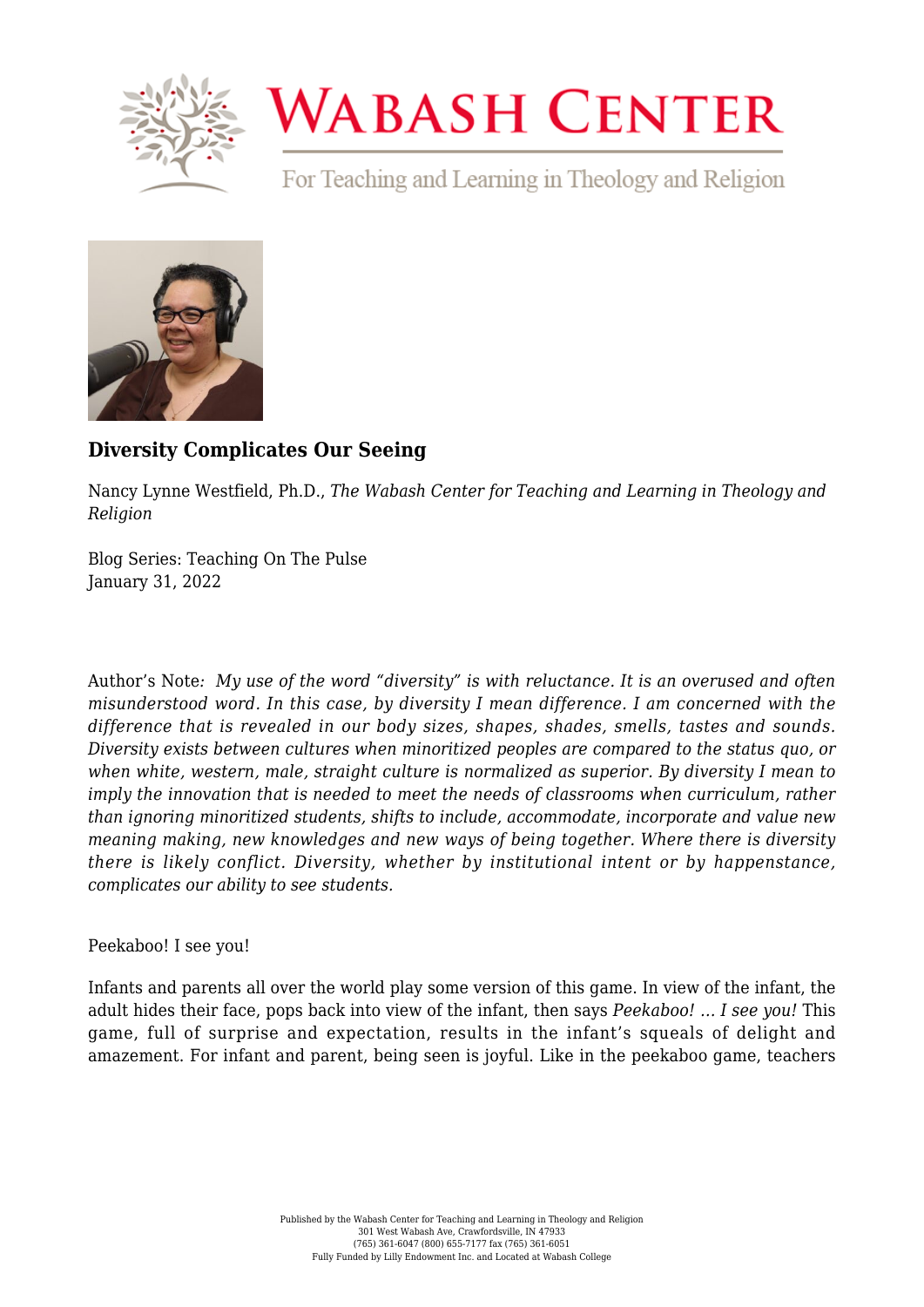# Wabash Center

For Teaching and Learning in Theology and Religion

## Diversity Complicates Our Seeing

Nancy Lynne Westfield, Ph.D., *The Wabash Center for Teaching and Learning in Theology and Religion*

Blog Series: Teaching On The Pulse
January 31, 2022

Author's Note: *My use of the word "diversity" is with reluctance. It is an overused and often misunderstood word. In this case, by diversity I mean difference. I am concerned with the difference that is revealed in our body sizes, shapes, shades, smells, tastes and sounds. Diversity exists between cultures when minoritized peoples are compared to the status quo, or when white, western, male, straight culture is normalized as superior. By diversity I mean to imply the innovation that is needed to meet the needs of classrooms when curriculum, rather than ignoring minoritized students, shifts to include, accommodate, incorporate and value new meaning making, new knowledges and new ways of being together. Where there is diversity there is likely conflict. Diversity, whether by institutional intent or by happenstance, complicates our ability to see students.*

Peekaboo! I see you!

Infants and parents all over the world play some version of this game. In view of the infant, the adult hides their face, pops back into view of the infant, then says *Peekaboo! ... I see you!* This game, full of surprise and expectation, results in the infant's squeals of delight and amazement. For infant and parent, being seen is joyful. Like in the peekaboo game, teachers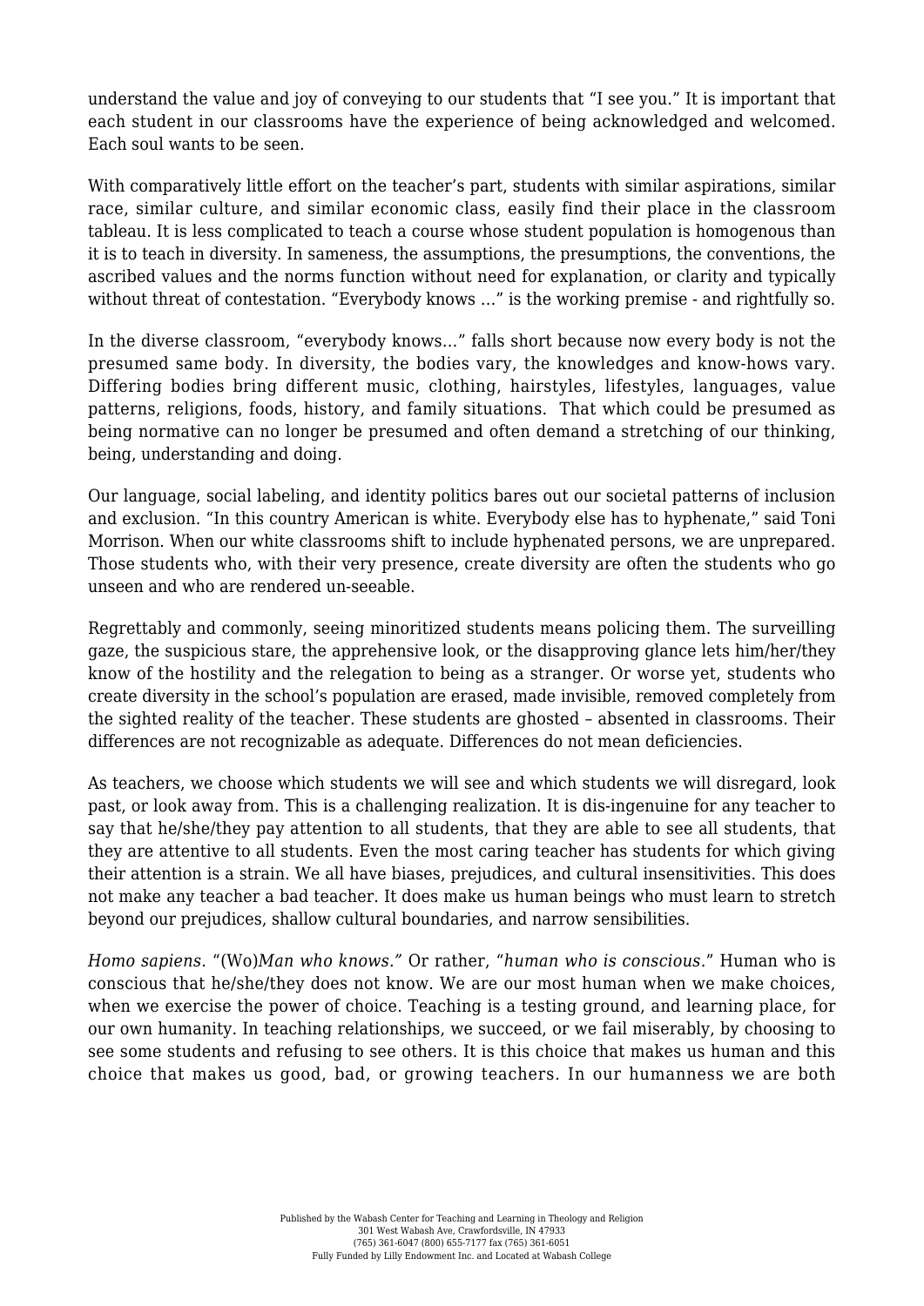understand the value and joy of conveying to our students that "I see you." It is important that each student in our classrooms have the experience of being acknowledged and welcomed. Each soul wants to be seen.

With comparatively little effort on the teacher's part, students with similar aspirations, similar race, similar culture, and similar economic class, easily find their place in the classroom tableau. It is less complicated to teach a course whose student population is homogenous than it is to teach in diversity. In sameness, the assumptions, the presumptions, the conventions, the ascribed values and the norms function without need for explanation, or clarity and typically without threat of contestation. "Everybody knows …" is the working premise - and rightfully so.

In the diverse classroom, "everybody knows…" falls short because now every body is not the presumed same body. In diversity, the bodies vary, the knowledges and know-hows vary. Differing bodies bring different music, clothing, hairstyles, lifestyles, languages, value patterns, religions, foods, history, and family situations.  That which could be presumed as being normative can no longer be presumed and often demand a stretching of our thinking, being, understanding and doing.

Our language, social labeling, and identity politics bares out our societal patterns of inclusion and exclusion. "In this country American is white. Everybody else has to hyphenate," said Toni Morrison. When our white classrooms shift to include hyphenated persons, we are unprepared. Those students who, with their very presence, create diversity are often the students who go unseen and who are rendered un-seeable.

Regrettably and commonly, seeing minoritized students means policing them. The surveilling gaze, the suspicious stare, the apprehensive look, or the disapproving glance lets him/her/they know of the hostility and the relegation to being as a stranger. Or worse yet, students who create diversity in the school's population are erased, made invisible, removed completely from the sighted reality of the teacher. These students are ghosted – absented in classrooms. Their differences are not recognizable as adequate. Differences do not mean deficiencies.

As teachers, we choose which students we will see and which students we will disregard, look past, or look away from. This is a challenging realization. It is dis-ingenuine for any teacher to say that he/she/they pay attention to all students, that they are able to see all students, that they are attentive to all students. Even the most caring teacher has students for which giving their attention is a strain. We all have biases, prejudices, and cultural insensitivities. This does not make any teacher a bad teacher. It does make us human beings who must learn to stretch beyond our prejudices, shallow cultural boundaries, and narrow sensibilities.

*Homo sapiens*. "(Wo)*Man who knows."* Or rather, "*human who is conscious*." Human who is conscious that he/she/they does not know. We are our most human when we make choices, when we exercise the power of choice. Teaching is a testing ground, and learning place, for our own humanity. In teaching relationships, we succeed, or we fail miserably, by choosing to see some students and refusing to see others. It is this choice that makes us human and this choice that makes us good, bad, or growing teachers. In our humanness we are both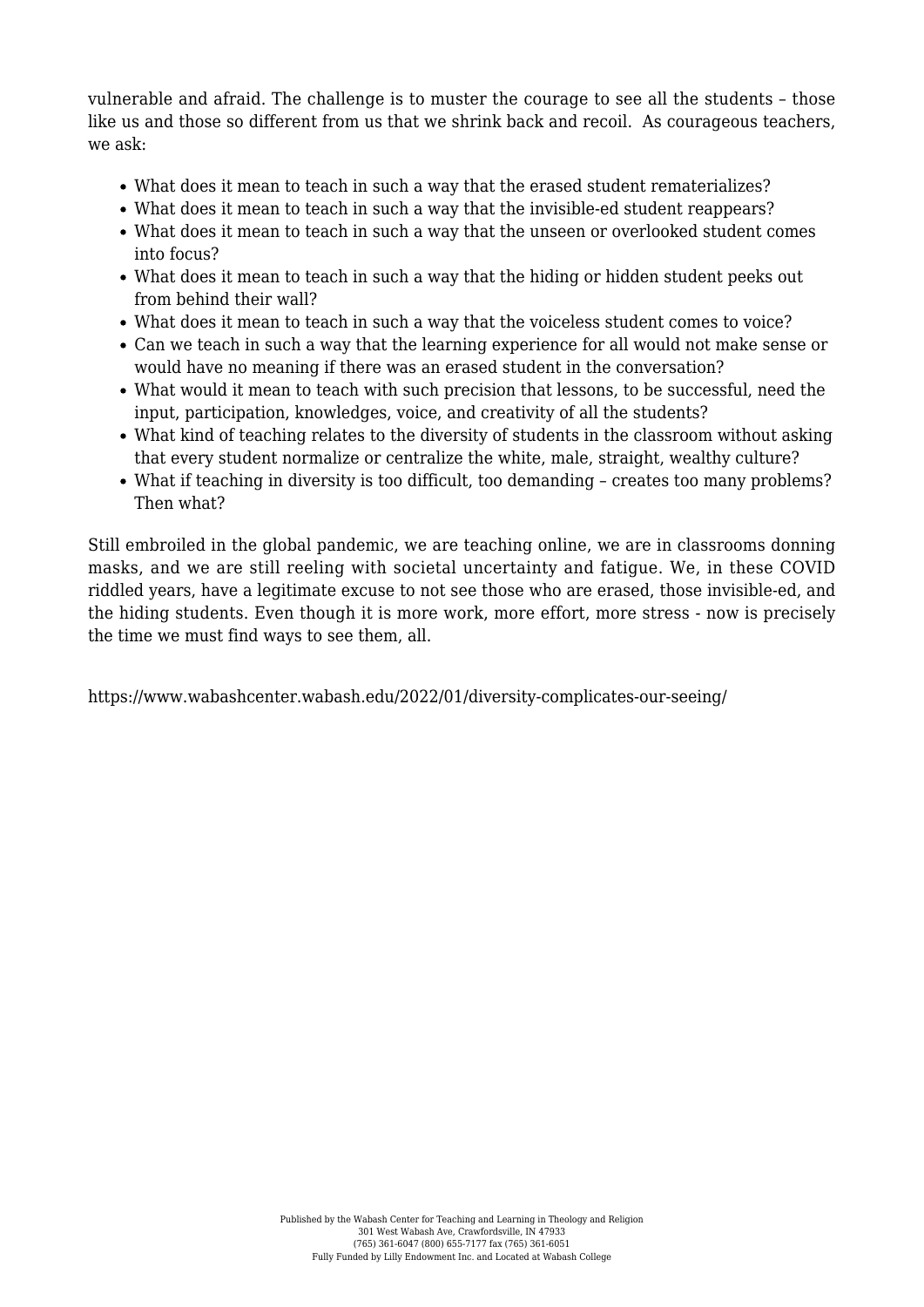vulnerable and afraid. The challenge is to muster the courage to see all the students – those like us and those so different from us that we shrink back and recoil. As courageous teachers, we ask:

- What does it mean to teach in such a way that the erased student rematerializes?
- What does it mean to teach in such a way that the invisible-ed student reappears?
- What does it mean to teach in such a way that the unseen or overlooked student comes into focus?
- What does it mean to teach in such a way that the hiding or hidden student peeks out from behind their wall?
- What does it mean to teach in such a way that the voiceless student comes to voice?
- Can we teach in such a way that the learning experience for all would not make sense or would have no meaning if there was an erased student in the conversation?
- What would it mean to teach with such precision that lessons, to be successful, need the input, participation, knowledges, voice, and creativity of all the students?
- What kind of teaching relates to the diversity of students in the classroom without asking that every student normalize or centralize the white, male, straight, wealthy culture?
- What if teaching in diversity is too difficult, too demanding – creates too many problems? Then what?

Still embroiled in the global pandemic, we are teaching online, we are in classrooms donning masks, and we are still reeling with societal uncertainty and fatigue. We, in these COVID riddled years, have a legitimate excuse to not see those who are erased, those invisible-ed, and the hiding students. Even though it is more work, more effort, more stress - now is precisely the time we must find ways to see them, all.

https://www.wabashcenter.wabash.edu/2022/01/diversity-complicates-our-seeing/

Published by the Wabash Center for Teaching and Learning in Theology and Religion
301 West Wabash Ave, Crawfordsville, IN 47933
(765) 361-6047 (800) 655-7177 fax (765) 361-6051
Fully Funded by Lilly Endowment Inc. and Located at Wabash College